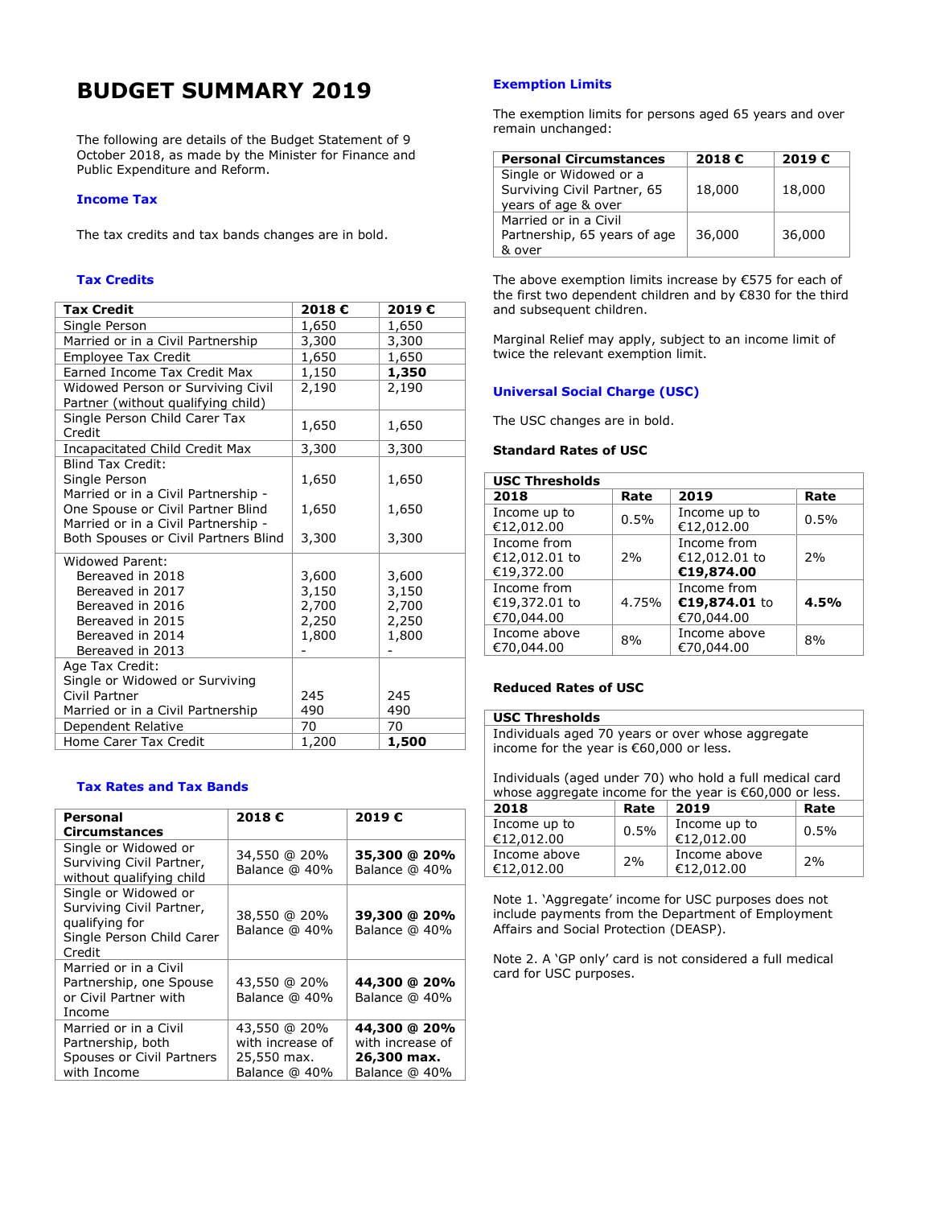# BUDGET SUMMARY 2019

The following are details of the Budget Statement of 9 October 2018, as made by the Minister for Finance and Public Expenditure and Reform.

## Income Tax

The tax credits and tax bands changes are in bold.

### Tax Credits

| Tax Credit | 2018 € | 2019 € |
|---|---|---|
| Single Person | 1,650 | 1,650 |
| Married or in a Civil Partnership | 3,300 | 3,300 |
| Employee Tax Credit | 1,650 | 1,650 |
| Earned Income Tax Credit Max | 1,150 | **1,350** |
| Widowed Person or Surviving Civil Partner (without qualifying child) | 2,190 | 2,190 |
| Single Person Child Carer Tax Credit | 1,650 | 1,650 |
| Incapacitated Child Credit Max | 3,300 | 3,300 |
| Blind Tax Credit: | | |
| Single Person | 1,650 | 1,650 |
| Married or in a Civil Partnership - One Spouse or Civil Partner Blind | 1,650 | 1,650 |
| Married or in a Civil Partnership - Both Spouses or Civil Partners Blind | 3,300 | 3,300 |
| Widowed Parent: | | |
| Bereaved in 2018 | 3,600 | 3,600 |
| Bereaved in 2017 | 3,150 | 3,150 |
| Bereaved in 2016 | 2,700 | 2,700 |
| Bereaved in 2015 | 2,250 | 2,250 |
| Bereaved in 2014 | 1,800 | 1,800 |
| Bereaved in 2013 | - | - |
| Age Tax Credit: | | |
| Single or Widowed or Surviving Civil Partner | 245 | 245 |
| Married or in a Civil Partnership | 490 | 490 |
| Dependent Relative | 70 | 70 |
| Home Carer Tax Credit | 1,200 | **1,500** |

### Tax Rates and Tax Bands

| Personal Circumstances | 2018 € | 2019 € |
|---|---|---|
| Single or Widowed or Surviving Civil Partner, without qualifying child | 34,550 @ 20% Balance @ 40% | **35,300 @ 20%** Balance @ 40% |
| Single or Widowed or Surviving Civil Partner, qualifying for Single Person Child Carer Credit | 38,550 @ 20% Balance @ 40% | **39,300 @ 20%** Balance @ 40% |
| Married or in a Civil Partnership, one Spouse or Civil Partner with Income | 43,550 @ 20% Balance @ 40% | **44,300 @ 20%** Balance @ 40% |
| Married or in a Civil Partnership, both Spouses or Civil Partners with Income | 43,550 @ 20% with increase of 25,550 max. Balance @ 40% | **44,300 @ 20%** with increase of **26,300 max.** Balance @ 40% |

### Exemption Limits

The exemption limits for persons aged 65 years and over remain unchanged:

| Personal Circumstances | 2018 € | 2019 € |
|---|---|---|
| Single or Widowed or a Surviving Civil Partner, 65 years of age & over | 18,000 | 18,000 |
| Married or in a Civil Partnership, 65 years of age & over | 36,000 | 36,000 |

The above exemption limits increase by €575 for each of the first two dependent children and by €830 for the third and subsequent children.

Marginal Relief may apply, subject to an income limit of twice the relevant exemption limit.

## Universal Social Charge (USC)

The USC changes are in bold.

### Standard Rates of USC

| USC Thresholds | | | |
|---|---|---|---|
| **2018** | **Rate** | **2019** | **Rate** |
| Income up to €12,012.00 | 0.5% | Income up to €12,012.00 | 0.5% |
| Income from €12,012.01 to €19,372.00 | 2% | Income from €12,012.01 to **€19,874.00** | 2% |
| Income from €19,372.01 to €70,044.00 | 4.75% | Income from **€19,874.01** to €70,044.00 | **4.5%** |
| Income above €70,044.00 | 8% | Income above €70,044.00 | 8% |

### Reduced Rates of USC

USC Thresholds

Individuals aged 70 years or over whose aggregate income for the year is €60,000 or less.

Individuals (aged under 70) who hold a full medical card whose aggregate income for the year is €60,000 or less.

| 2018 | Rate | 2019 | Rate |
|---|---|---|---|
| Income up to €12,012.00 | 0.5% | Income up to €12,012.00 | 0.5% |
| Income above €12,012.00 | 2% | Income above €12,012.00 | 2% |

Note 1. 'Aggregate' income for USC purposes does not include payments from the Department of Employment Affairs and Social Protection (DEASP).

Note 2. A 'GP only' card is not considered a full medical card for USC purposes.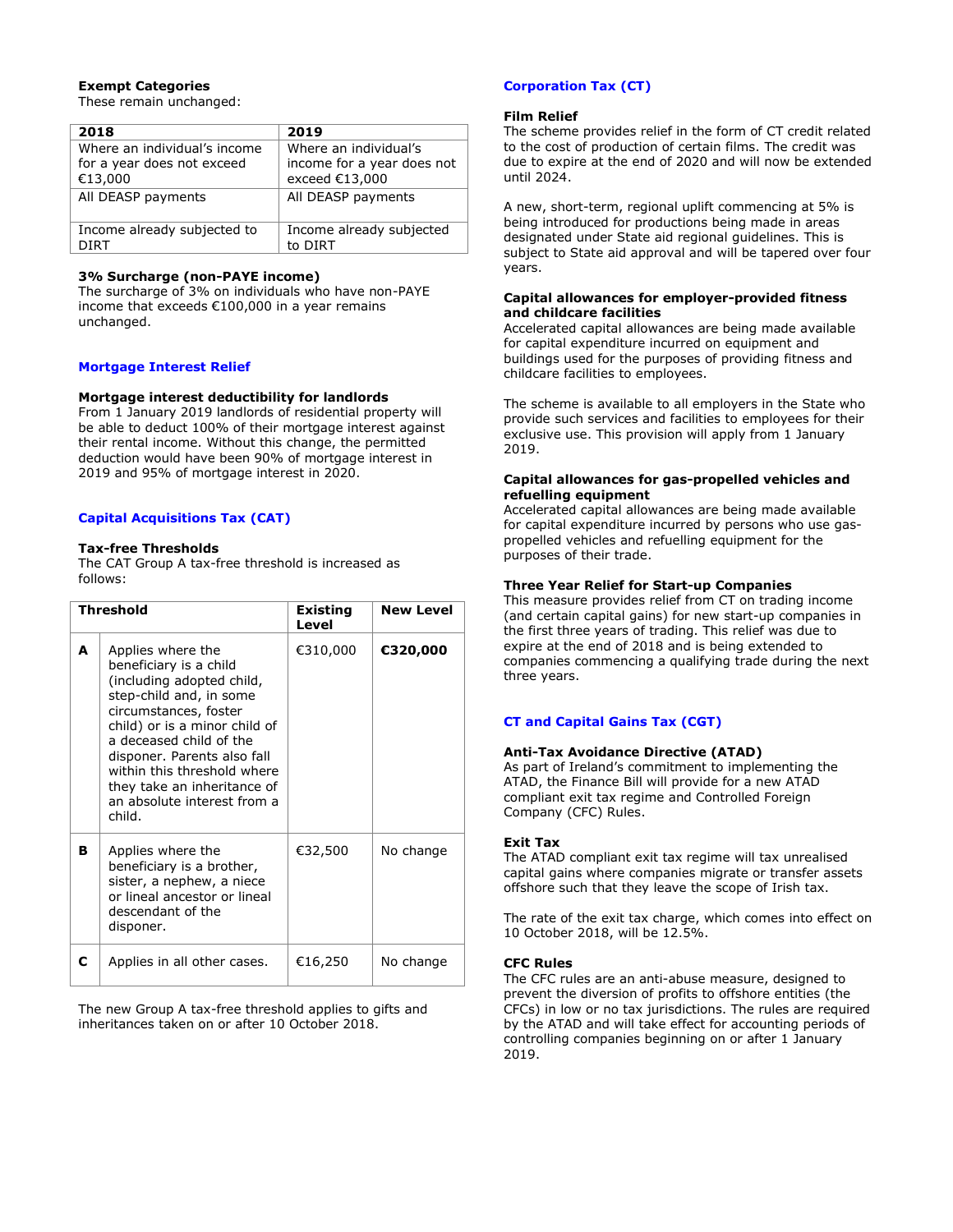**Exempt Categories**

These remain unchanged:

| 2018 | 2019 |
|---|---|
| Where an individual's income for a year does not exceed €13,000 | Where an individual's income for a year does not exceed €13,000 |
| All DEASP payments | All DEASP payments |
| Income already subjected to DIRT | Income already subjected to DIRT |

**3% Surcharge (non-PAYE income)**

The surcharge of 3% on individuals who have non-PAYE income that exceeds €100,000 in a year remains unchanged.

## Mortgage Interest Relief

**Mortgage interest deductibility for landlords**

From 1 January 2019 landlords of residential property will be able to deduct 100% of their mortgage interest against their rental income. Without this change, the permitted deduction would have been 90% of mortgage interest in 2019 and 95% of mortgage interest in 2020.

## Capital Acquisitions Tax (CAT)

**Tax-free Thresholds**

The CAT Group A tax-free threshold is increased as follows:

| Threshold | | Existing Level | New Level |
|---|---|---|---|
| **A** | Applies where the beneficiary is a child (including adopted child, step-child and, in some circumstances, foster child) or is a minor child of a deceased child of the disponer. Parents also fall within this threshold where they take an inheritance of an absolute interest from a child. | €310,000 | **€320,000** |
| **B** | Applies where the beneficiary is a brother, sister, a nephew, a niece or lineal ancestor or lineal descendant of the disponer. | €32,500 | No change |
| **C** | Applies in all other cases. | €16,250 | No change |

The new Group A tax-free threshold applies to gifts and inheritances taken on or after 10 October 2018.

## Corporation Tax (CT)

**Film Relief**

The scheme provides relief in the form of CT credit related to the cost of production of certain films. The credit was due to expire at the end of 2020 and will now be extended until 2024.

A new, short-term, regional uplift commencing at 5% is being introduced for productions being made in areas designated under State aid regional guidelines. This is subject to State aid approval and will be tapered over four years.

**Capital allowances for employer-provided fitness and childcare facilities**

Accelerated capital allowances are being made available for capital expenditure incurred on equipment and buildings used for the purposes of providing fitness and childcare facilities to employees.

The scheme is available to all employers in the State who provide such services and facilities to employees for their exclusive use. This provision will apply from 1 January 2019.

**Capital allowances for gas-propelled vehicles and refuelling equipment**

Accelerated capital allowances are being made available for capital expenditure incurred by persons who use gas-propelled vehicles and refuelling equipment for the purposes of their trade.

**Three Year Relief for Start-up Companies**

This measure provides relief from CT on trading income (and certain capital gains) for new start-up companies in the first three years of trading. This relief was due to expire at the end of 2018 and is being extended to companies commencing a qualifying trade during the next three years.

## CT and Capital Gains Tax (CGT)

**Anti-Tax Avoidance Directive (ATAD)**

As part of Ireland's commitment to implementing the ATAD, the Finance Bill will provide for a new ATAD compliant exit tax regime and Controlled Foreign Company (CFC) Rules.

**Exit Tax**

The ATAD compliant exit tax regime will tax unrealised capital gains where companies migrate or transfer assets offshore such that they leave the scope of Irish tax.

The rate of the exit tax charge, which comes into effect on 10 October 2018, will be 12.5%.

**CFC Rules**

The CFC rules are an anti-abuse measure, designed to prevent the diversion of profits to offshore entities (the CFCs) in low or no tax jurisdictions. The rules are required by the ATAD and will take effect for accounting periods of controlling companies beginning on or after 1 January 2019.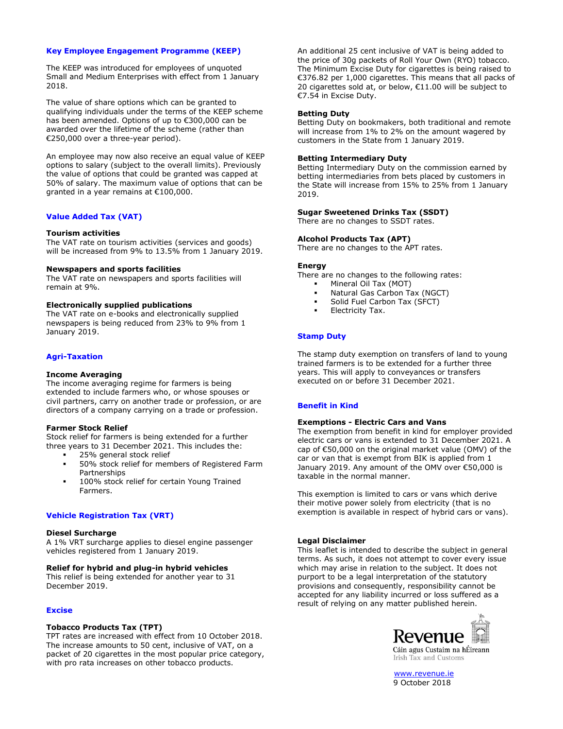## Key Employee Engagement Programme (KEEP)

The KEEP was introduced for employees of unquoted Small and Medium Enterprises with effect from 1 January 2018.

The value of share options which can be granted to qualifying individuals under the terms of the KEEP scheme has been amended. Options of up to €300,000 can be awarded over the lifetime of the scheme (rather than €250,000 over a three-year period).

An employee may now also receive an equal value of KEEP options to salary (subject to the overall limits). Previously the value of options that could be granted was capped at 50% of salary. The maximum value of options that can be granted in a year remains at €100,000.

## Value Added Tax (VAT)

**Tourism activities**
The VAT rate on tourism activities (services and goods) will be increased from 9% to 13.5% from 1 January 2019.

**Newspapers and sports facilities**
The VAT rate on newspapers and sports facilities will remain at 9%.

**Electronically supplied publications**
The VAT rate on e-books and electronically supplied newspapers is being reduced from 23% to 9% from 1 January 2019.

## Agri-Taxation

**Income Averaging**
The income averaging regime for farmers is being extended to include farmers who, or whose spouses or civil partners, carry on another trade or profession, or are directors of a company carrying on a trade or profession.

**Farmer Stock Relief**
Stock relief for farmers is being extended for a further three years to 31 December 2021. This includes the:

- 25% general stock relief
- 50% stock relief for members of Registered Farm Partnerships
- 100% stock relief for certain Young Trained Farmers.

## Vehicle Registration Tax (VRT)

**Diesel Surcharge**
A 1% VRT surcharge applies to diesel engine passenger vehicles registered from 1 January 2019.

**Relief for hybrid and plug-in hybrid vehicles**
This relief is being extended for another year to 31 December 2019.

## Excise

**Tobacco Products Tax (TPT)**
TPT rates are increased with effect from 10 October 2018. The increase amounts to 50 cent, inclusive of VAT, on a packet of 20 cigarettes in the most popular price category, with pro rata increases on other tobacco products.

An additional 25 cent inclusive of VAT is being added to the price of 30g packets of Roll Your Own (RYO) tobacco. The Minimum Excise Duty for cigarettes is being raised to €376.82 per 1,000 cigarettes. This means that all packs of 20 cigarettes sold at, or below, €11.00 will be subject to €7.54 in Excise Duty.

**Betting Duty**
Betting Duty on bookmakers, both traditional and remote will increase from 1% to 2% on the amount wagered by customers in the State from 1 January 2019.

**Betting Intermediary Duty**
Betting Intermediary Duty on the commission earned by betting intermediaries from bets placed by customers in the State will increase from 15% to 25% from 1 January 2019.

**Sugar Sweetened Drinks Tax (SSDT)**
There are no changes to SSDT rates.

**Alcohol Products Tax (APT)**
There are no changes to the APT rates.

**Energy**
There are no changes to the following rates:

- Mineral Oil Tax (MOT)
- Natural Gas Carbon Tax (NGCT)
- Solid Fuel Carbon Tax (SFCT)
- Electricity Tax.

## Stamp Duty

The stamp duty exemption on transfers of land to young trained farmers is to be extended for a further three years. This will apply to conveyances or transfers executed on or before 31 December 2021.

## Benefit in Kind

**Exemptions - Electric Cars and Vans**
The exemption from benefit in kind for employer provided electric cars or vans is extended to 31 December 2021. A cap of €50,000 on the original market value (OMV) of the car or van that is exempt from BIK is applied from 1 January 2019. Any amount of the OMV over €50,000 is taxable in the normal manner.

This exemption is limited to cars or vans which derive their motive power solely from electricity (that is no exemption is available in respect of hybrid cars or vans).

**Legal Disclaimer**
This leaflet is intended to describe the subject in general terms. As such, it does not attempt to cover every issue which may arise in relation to the subject. It does not purport to be a legal interpretation of the statutory provisions and consequently, responsibility cannot be accepted for any liability incurred or loss suffered as a result of relying on any matter published herein.

Revenue
Cáin agus Custaim na hÉireann
Irish Tax and Customs

www.revenue.ie
9 October 2018